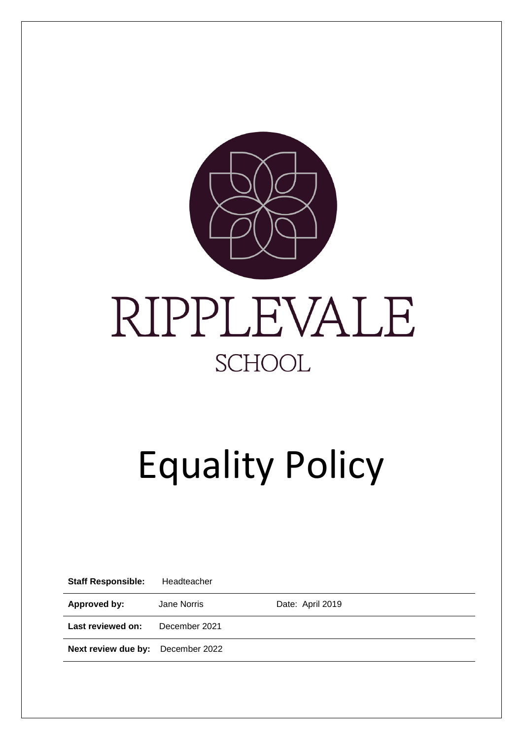RIPPLEVALE

SCHOOL

# Equality Policy

| **Staff Responsible:** | Headteacher | |
|---|---|---|
| **Approved by:** | Jane Norris | Date: April 2019 |
| **Last reviewed on:** | December 2021 | |
| **Next review due by:** | December 2022 | |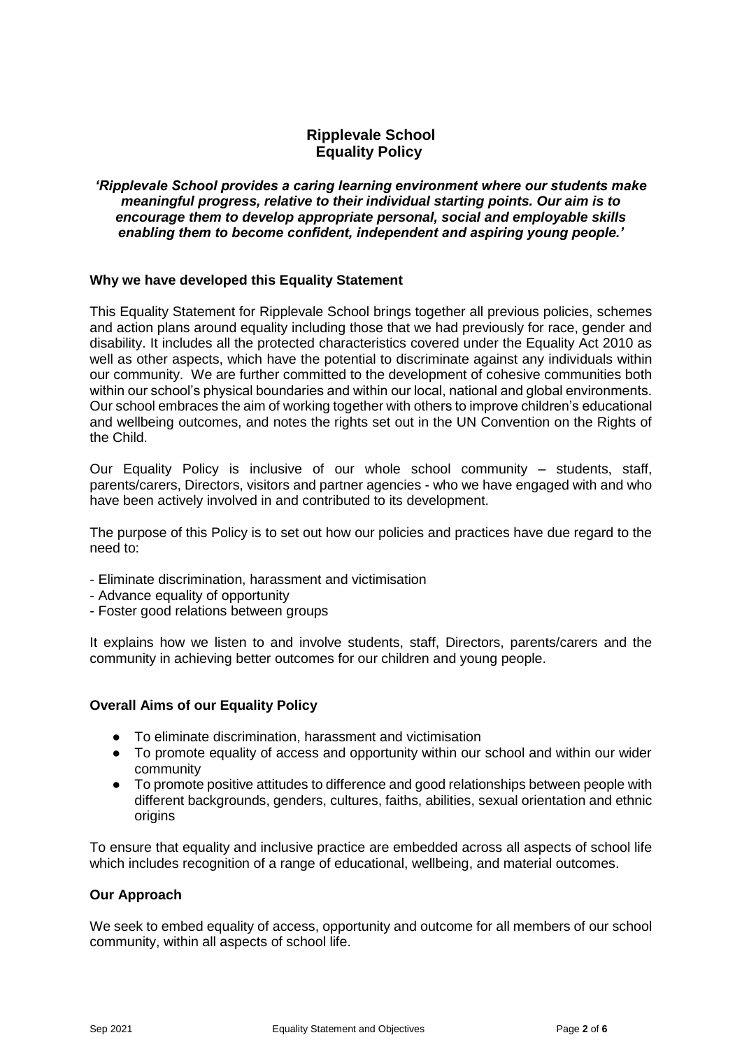# Ripplevale School
# Equality Policy

***'Ripplevale School provides a caring learning environment where our students make meaningful progress, relative to their individual starting points. Our aim is to encourage them to develop appropriate personal, social and employable skills enabling them to become confident, independent and aspiring young people.'***

## Why we have developed this Equality Statement

This Equality Statement for Ripplevale School brings together all previous policies, schemes and action plans around equality including those that we had previously for race, gender and disability. It includes all the protected characteristics covered under the Equality Act 2010 as well as other aspects, which have the potential to discriminate against any individuals within our community. We are further committed to the development of cohesive communities both within our school's physical boundaries and within our local, national and global environments. Our school embraces the aim of working together with others to improve children's educational and wellbeing outcomes, and notes the rights set out in the UN Convention on the Rights of the Child.

Our Equality Policy is inclusive of our whole school community – students, staff, parents/carers, Directors, visitors and partner agencies - who we have engaged with and who have been actively involved in and contributed to its development.

The purpose of this Policy is to set out how our policies and practices have due regard to the need to:

- Eliminate discrimination, harassment and victimisation
- Advance equality of opportunity
- Foster good relations between groups

It explains how we listen to and involve students, staff, Directors, parents/carers and the community in achieving better outcomes for our children and young people.

## Overall Aims of our Equality Policy

- To eliminate discrimination, harassment and victimisation
- To promote equality of access and opportunity within our school and within our wider community
- To promote positive attitudes to difference and good relationships between people with different backgrounds, genders, cultures, faiths, abilities, sexual orientation and ethnic origins

To ensure that equality and inclusive practice are embedded across all aspects of school life which includes recognition of a range of educational, wellbeing, and material outcomes.

## Our Approach

We seek to embed equality of access, opportunity and outcome for all members of our school community, within all aspects of school life.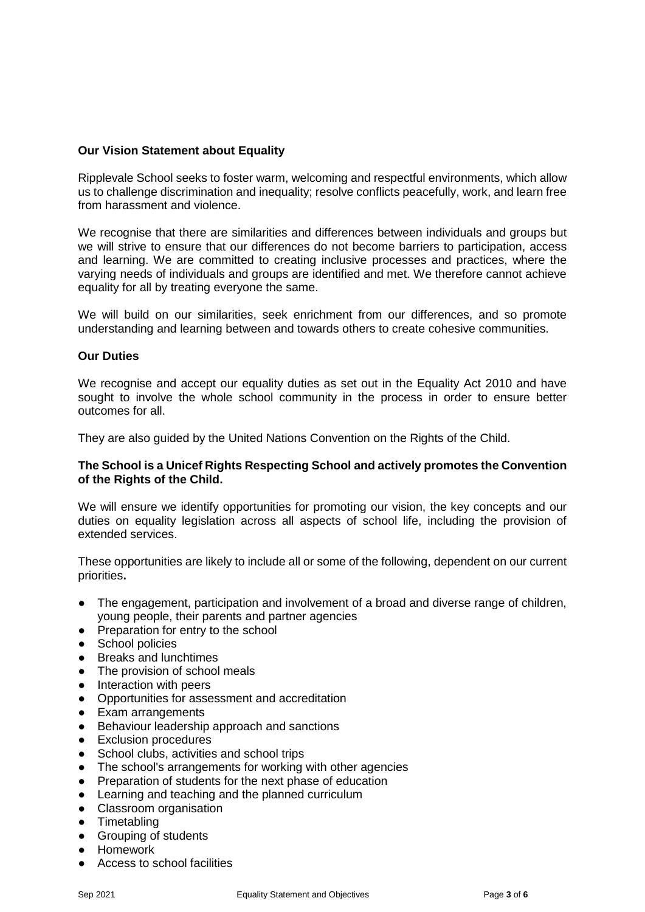**Our Vision Statement about Equality**

Ripplevale School seeks to foster warm, welcoming and respectful environments, which allow us to challenge discrimination and inequality; resolve conflicts peacefully, work, and learn free from harassment and violence.

We recognise that there are similarities and differences between individuals and groups but we will strive to ensure that our differences do not become barriers to participation, access and learning. We are committed to creating inclusive processes and practices, where the varying needs of individuals and groups are identified and met. We therefore cannot achieve equality for all by treating everyone the same.

We will build on our similarities, seek enrichment from our differences, and so promote understanding and learning between and towards others to create cohesive communities.

**Our Duties**

We recognise and accept our equality duties as set out in the Equality Act 2010 and have sought to involve the whole school community in the process in order to ensure better outcomes for all.

They are also guided by the United Nations Convention on the Rights of the Child.

**The School is a Unicef Rights Respecting School and actively promotes the Convention of the Rights of the Child.**

We will ensure we identify opportunities for promoting our vision, the key concepts and our duties on equality legislation across all aspects of school life, including the provision of extended services.

These opportunities are likely to include all or some of the following, dependent on our current priorities**.**

- The engagement, participation and involvement of a broad and diverse range of children, young people, their parents and partner agencies
- Preparation for entry to the school
- School policies
- Breaks and lunchtimes
- The provision of school meals
- Interaction with peers
- Opportunities for assessment and accreditation
- Exam arrangements
- Behaviour leadership approach and sanctions
- Exclusion procedures
- School clubs, activities and school trips
- The school's arrangements for working with other agencies
- Preparation of students for the next phase of education
- Learning and teaching and the planned curriculum
- Classroom organisation
- Timetabling
- Grouping of students
- Homework
- Access to school facilities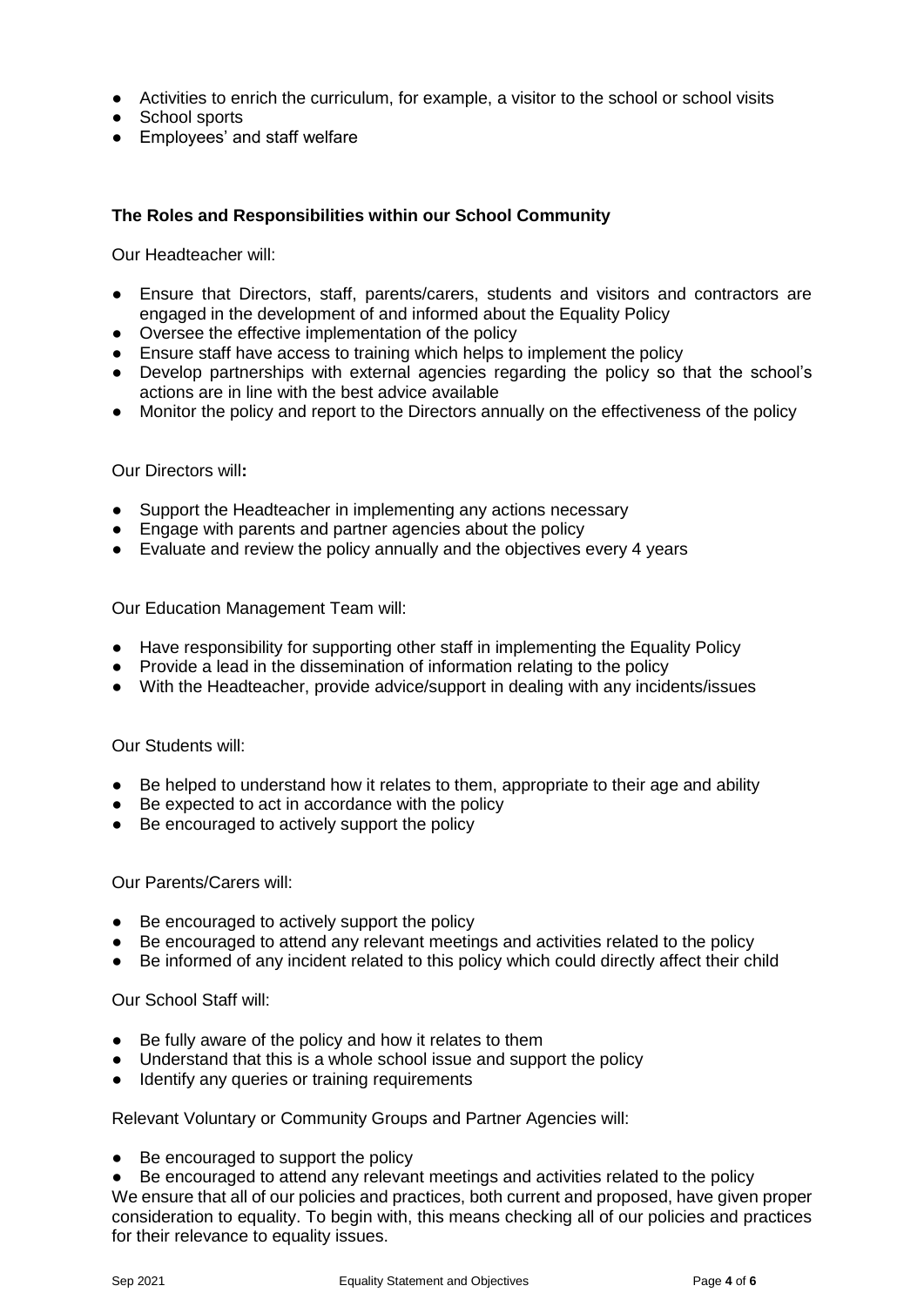- Activities to enrich the curriculum, for example, a visitor to the school or school visits
- School sports
- Employees' and staff welfare

**The Roles and Responsibilities within our School Community**

Our Headteacher will:

- Ensure that Directors, staff, parents/carers, students and visitors and contractors are engaged in the development of and informed about the Equality Policy
- Oversee the effective implementation of the policy
- Ensure staff have access to training which helps to implement the policy
- Develop partnerships with external agencies regarding the policy so that the school's actions are in line with the best advice available
- Monitor the policy and report to the Directors annually on the effectiveness of the policy

Our Directors will**:**

- Support the Headteacher in implementing any actions necessary
- Engage with parents and partner agencies about the policy
- Evaluate and review the policy annually and the objectives every 4 years

Our Education Management Team will:

- Have responsibility for supporting other staff in implementing the Equality Policy
- Provide a lead in the dissemination of information relating to the policy
- With the Headteacher, provide advice/support in dealing with any incidents/issues

Our Students will:

- Be helped to understand how it relates to them, appropriate to their age and ability
- Be expected to act in accordance with the policy
- Be encouraged to actively support the policy

Our Parents/Carers will:

- Be encouraged to actively support the policy
- Be encouraged to attend any relevant meetings and activities related to the policy
- Be informed of any incident related to this policy which could directly affect their child

Our School Staff will:

- Be fully aware of the policy and how it relates to them
- Understand that this is a whole school issue and support the policy
- Identify any queries or training requirements

Relevant Voluntary or Community Groups and Partner Agencies will:

- Be encouraged to support the policy
- Be encouraged to attend any relevant meetings and activities related to the policy

We ensure that all of our policies and practices, both current and proposed, have given proper consideration to equality. To begin with, this means checking all of our policies and practices for their relevance to equality issues.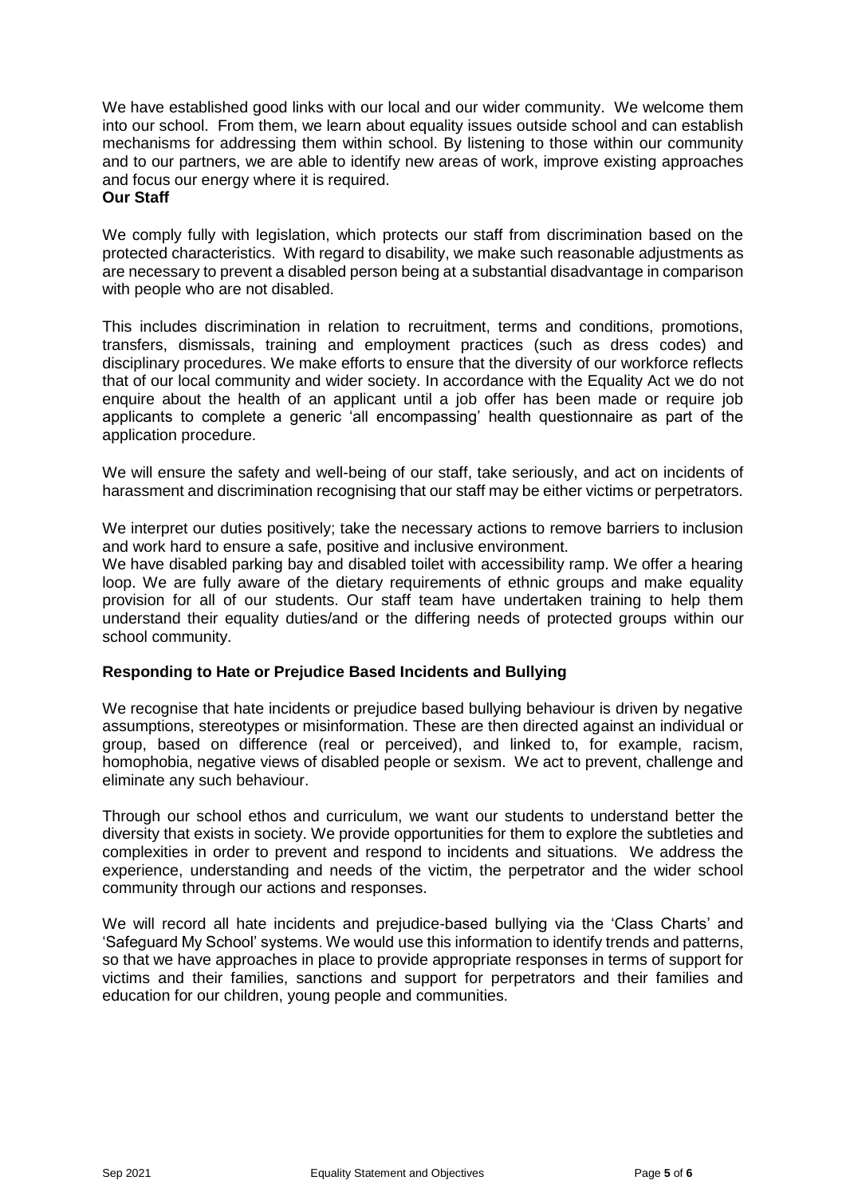We have established good links with our local and our wider community. We welcome them into our school. From them, we learn about equality issues outside school and can establish mechanisms for addressing them within school. By listening to those within our community and to our partners, we are able to identify new areas of work, improve existing approaches and focus our energy where it is required.

**Our Staff**

We comply fully with legislation, which protects our staff from discrimination based on the protected characteristics. With regard to disability, we make such reasonable adjustments as are necessary to prevent a disabled person being at a substantial disadvantage in comparison with people who are not disabled.

This includes discrimination in relation to recruitment, terms and conditions, promotions, transfers, dismissals, training and employment practices (such as dress codes) and disciplinary procedures. We make efforts to ensure that the diversity of our workforce reflects that of our local community and wider society. In accordance with the Equality Act we do not enquire about the health of an applicant until a job offer has been made or require job applicants to complete a generic 'all encompassing' health questionnaire as part of the application procedure.

We will ensure the safety and well-being of our staff, take seriously, and act on incidents of harassment and discrimination recognising that our staff may be either victims or perpetrators.

We interpret our duties positively; take the necessary actions to remove barriers to inclusion and work hard to ensure a safe, positive and inclusive environment.
We have disabled parking bay and disabled toilet with accessibility ramp. We offer a hearing loop. We are fully aware of the dietary requirements of ethnic groups and make equality provision for all of our students. Our staff team have undertaken training to help them understand their equality duties/and or the differing needs of protected groups within our school community.

**Responding to Hate or Prejudice Based Incidents and Bullying**

We recognise that hate incidents or prejudice based bullying behaviour is driven by negative assumptions, stereotypes or misinformation. These are then directed against an individual or group, based on difference (real or perceived), and linked to, for example, racism, homophobia, negative views of disabled people or sexism. We act to prevent, challenge and eliminate any such behaviour.

Through our school ethos and curriculum, we want our students to understand better the diversity that exists in society. We provide opportunities for them to explore the subtleties and complexities in order to prevent and respond to incidents and situations. We address the experience, understanding and needs of the victim, the perpetrator and the wider school community through our actions and responses.

We will record all hate incidents and prejudice-based bullying via the 'Class Charts' and 'Safeguard My School' systems. We would use this information to identify trends and patterns, so that we have approaches in place to provide appropriate responses in terms of support for victims and their families, sanctions and support for perpetrators and their families and education for our children, young people and communities.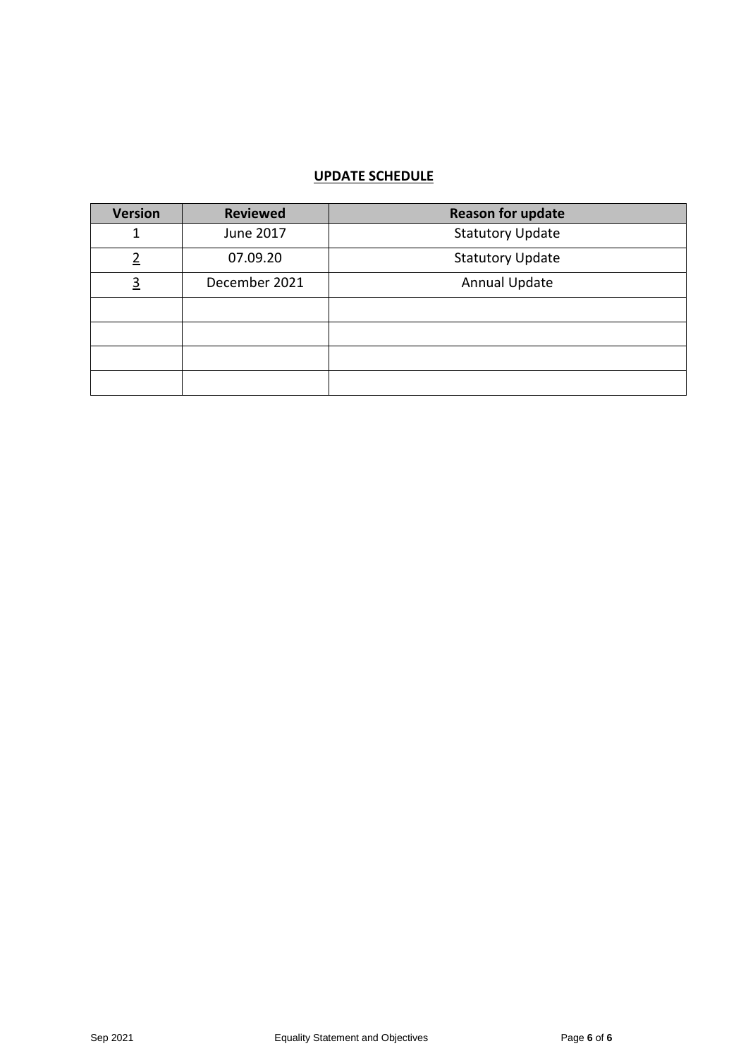**UPDATE SCHEDULE**

| Version | Reviewed | Reason for update |
|---|---|---|
| 1 | June 2017 | Statutory Update |
| 2 | 07.09.20 | Statutory Update |
| 3 | December 2021 | Annual Update |
| | | |
| | | |
| | | |
| | | |